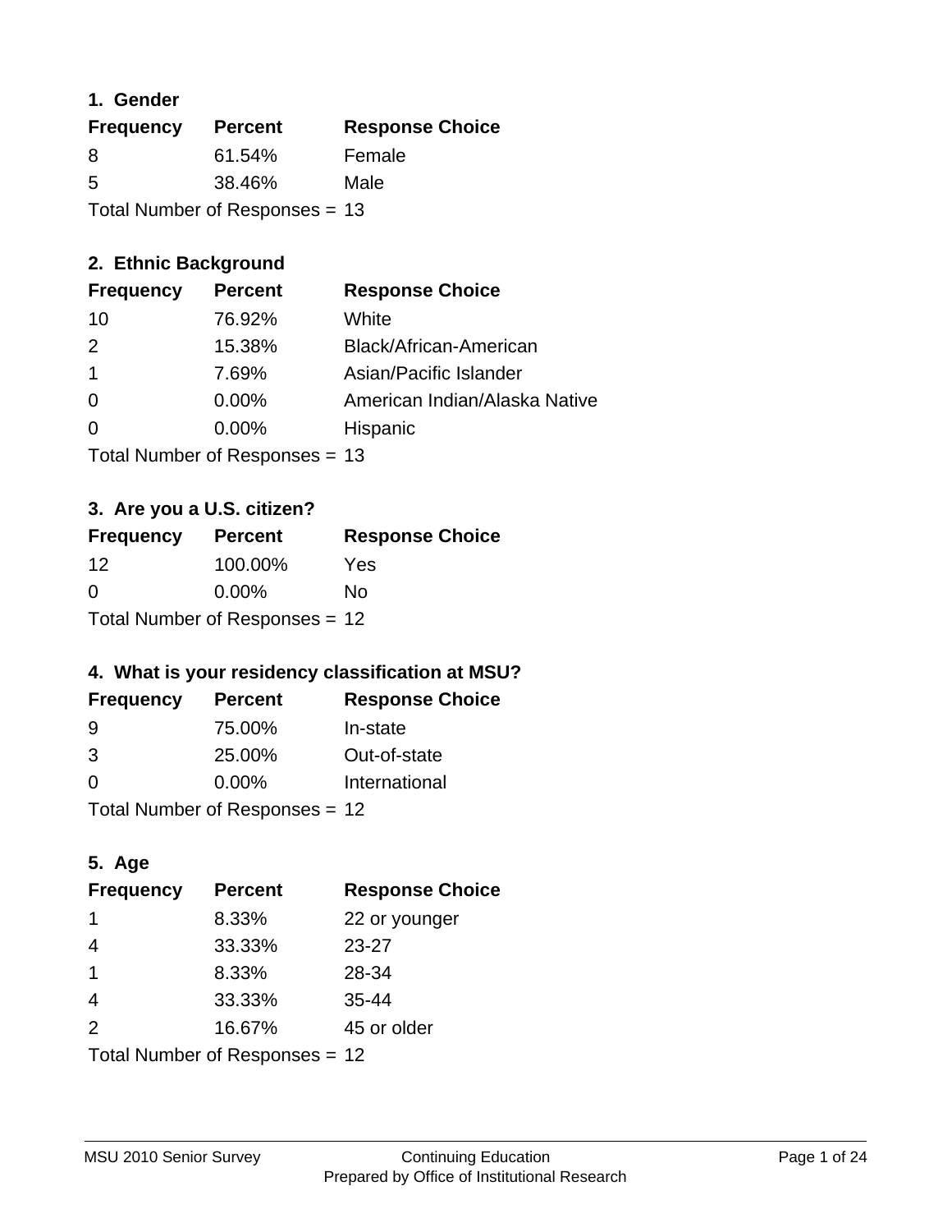### 1. Gender

| Frequency | Percent | Response Choice |
|---|---|---|
| 8 | 61.54% | Female |
| 5 | 38.46% | Male |

Total Number of Responses = 13

### 2. Ethnic Background

| Frequency | Percent | Response Choice |
|---|---|---|
| 10 | 76.92% | White |
| 2 | 15.38% | Black/African-American |
| 1 | 7.69% | Asian/Pacific Islander |
| 0 | 0.00% | American Indian/Alaska Native |
| 0 | 0.00% | Hispanic |

Total Number of Responses = 13

### 3. Are you a U.S. citizen?

| Frequency | Percent | Response Choice |
|---|---|---|
| 12 | 100.00% | Yes |
| 0 | 0.00% | No |

Total Number of Responses = 12

### 4. What is your residency classification at MSU?

| Frequency | Percent | Response Choice |
|---|---|---|
| 9 | 75.00% | In-state |
| 3 | 25.00% | Out-of-state |
| 0 | 0.00% | International |

Total Number of Responses = 12

### 5. Age

| Frequency | Percent | Response Choice |
|---|---|---|
| 1 | 8.33% | 22 or younger |
| 4 | 33.33% | 23-27 |
| 1 | 8.33% | 28-34 |
| 4 | 33.33% | 35-44 |
| 2 | 16.67% | 45 or older |

Total Number of Responses = 12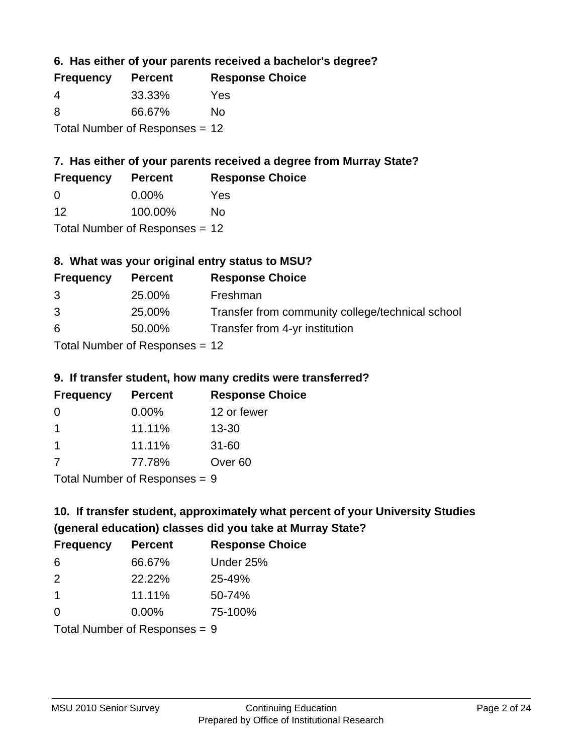### 6. Has either of your parents received a bachelor's degree?

| Frequency | Percent | Response Choice |
| --- | --- | --- |
| 4 | 33.33% | Yes |
| 8 | 66.67% | No |

Total Number of Responses = 12

### 7. Has either of your parents received a degree from Murray State?

| Frequency | Percent | Response Choice |
| --- | --- | --- |
| 0 | 0.00% | Yes |
| 12 | 100.00% | No |

Total Number of Responses = 12

### 8. What was your original entry status to MSU?

| Frequency | Percent | Response Choice |
| --- | --- | --- |
| 3 | 25.00% | Freshman |
| 3 | 25.00% | Transfer from community college/technical school |
| 6 | 50.00% | Transfer from 4-yr institution |

Total Number of Responses = 12

### 9. If transfer student, how many credits were transferred?

| Frequency | Percent | Response Choice |
| --- | --- | --- |
| 0 | 0.00% | 12 or fewer |
| 1 | 11.11% | 13-30 |
| 1 | 11.11% | 31-60 |
| 7 | 77.78% | Over 60 |

Total Number of Responses = 9

### 10. If transfer student, approximately what percent of your University Studies (general education) classes did you take at Murray State?

| Frequency | Percent | Response Choice |
| --- | --- | --- |
| 6 | 66.67% | Under 25% |
| 2 | 22.22% | 25-49% |
| 1 | 11.11% | 50-74% |
| 0 | 0.00% | 75-100% |

Total Number of Responses = 9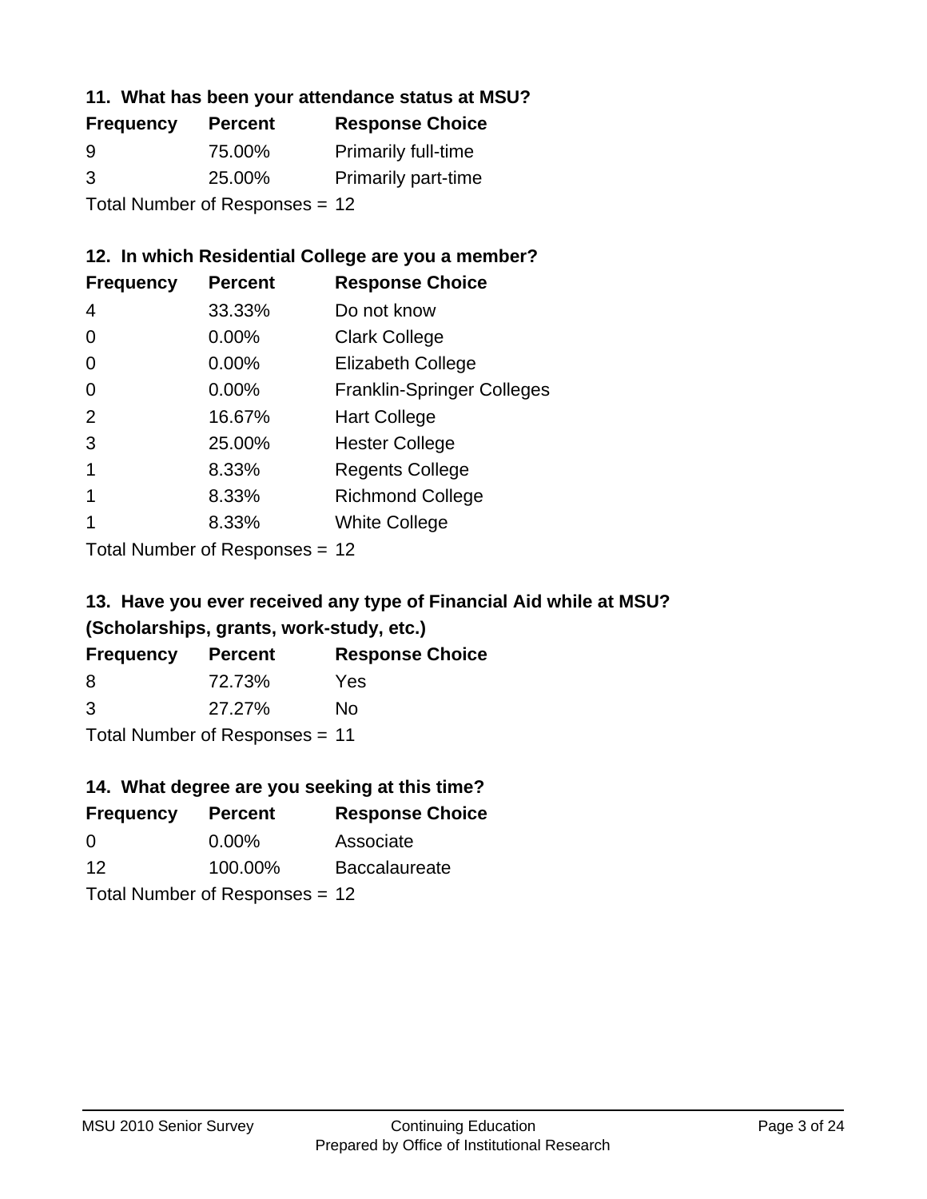### 11. What has been your attendance status at MSU?

| Frequency | Percent | Response Choice |
|---|---|---|
| 9 | 75.00% | Primarily full-time |
| 3 | 25.00% | Primarily part-time |

Total Number of Responses = 12

### 12. In which Residential College are you a member?

| Frequency | Percent | Response Choice |
|---|---|---|
| 4 | 33.33% | Do not know |
| 0 | 0.00% | Clark College |
| 0 | 0.00% | Elizabeth College |
| 0 | 0.00% | Franklin-Springer Colleges |
| 2 | 16.67% | Hart College |
| 3 | 25.00% | Hester College |
| 1 | 8.33% | Regents College |
| 1 | 8.33% | Richmond College |
| 1 | 8.33% | White College |

Total Number of Responses = 12

### 13. Have you ever received any type of Financial Aid while at MSU? (Scholarships, grants, work-study, etc.)

| Frequency | Percent | Response Choice |
|---|---|---|
| 8 | 72.73% | Yes |
| 3 | 27.27% | No |

Total Number of Responses = 11

### 14. What degree are you seeking at this time?

| Frequency | Percent | Response Choice |
|---|---|---|
| 0 | 0.00% | Associate |
| 12 | 100.00% | Baccalaureate |

Total Number of Responses = 12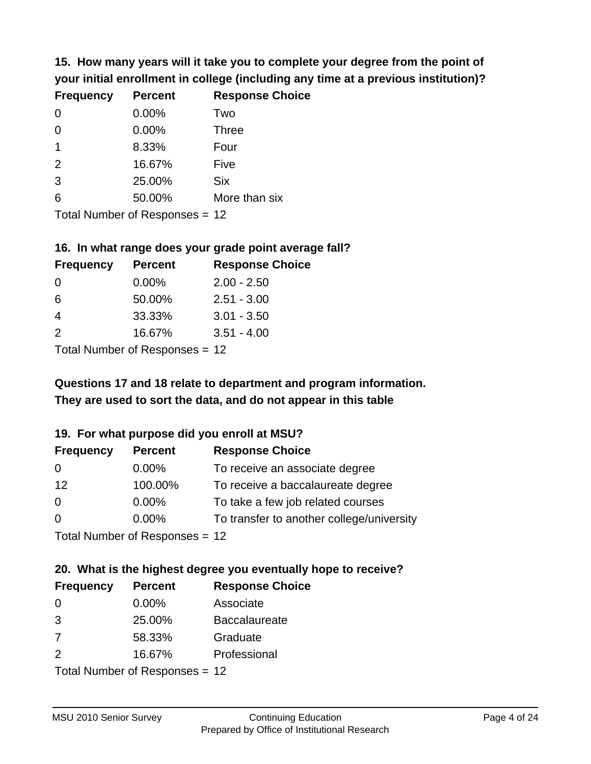**15. How many years will it take you to complete your degree from the point of your initial enrollment in college (including any time at a previous institution)?**

| Frequency | Percent | Response Choice |
|---|---|---|
| 0 | 0.00% | Two |
| 0 | 0.00% | Three |
| 1 | 8.33% | Four |
| 2 | 16.67% | Five |
| 3 | 25.00% | Six |
| 6 | 50.00% | More than six |

Total Number of Responses = 12

**16. In what range does your grade point average fall?**

| Frequency | Percent | Response Choice |
|---|---|---|
| 0 | 0.00% | 2.00 - 2.50 |
| 6 | 50.00% | 2.51 - 3.00 |
| 4 | 33.33% | 3.01 - 3.50 |
| 2 | 16.67% | 3.51 - 4.00 |

Total Number of Responses = 12

**Questions 17 and 18 relate to department and program information. They are used to sort the data, and do not appear in this table**

**19. For what purpose did you enroll at MSU?**

| Frequency | Percent | Response Choice |
|---|---|---|
| 0 | 0.00% | To receive an associate degree |
| 12 | 100.00% | To receive a baccalaureate degree |
| 0 | 0.00% | To take a few job related courses |
| 0 | 0.00% | To transfer to another college/university |

Total Number of Responses = 12

**20. What is the highest degree you eventually hope to receive?**

| Frequency | Percent | Response Choice |
|---|---|---|
| 0 | 0.00% | Associate |
| 3 | 25.00% | Baccalaureate |
| 7 | 58.33% | Graduate |
| 2 | 16.67% | Professional |

Total Number of Responses = 12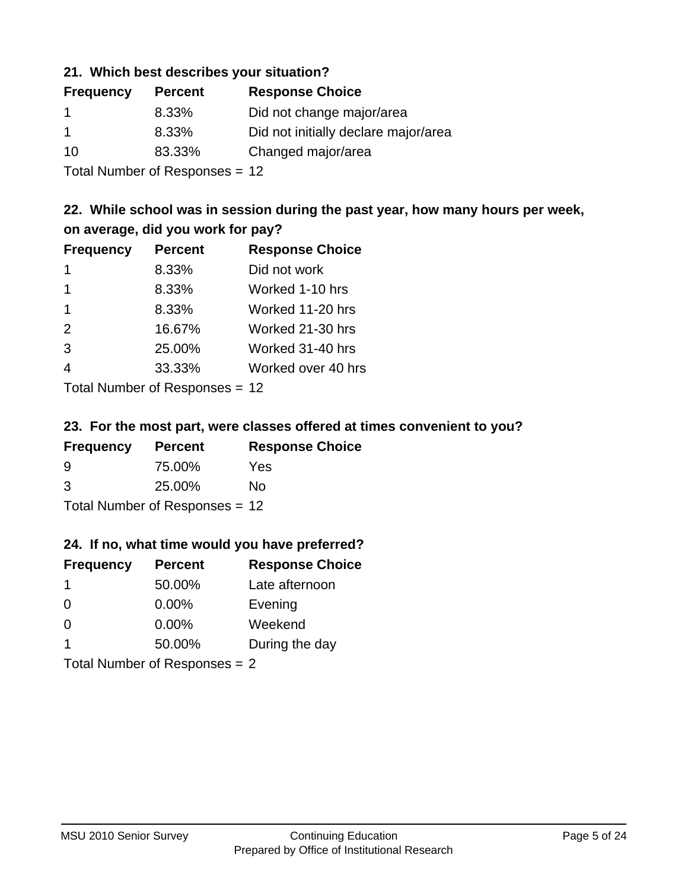### 21. Which best describes your situation?

| Frequency | Percent | Response Choice |
|---|---|---|
| 1 | 8.33% | Did not change major/area |
| 1 | 8.33% | Did not initially declare major/area |
| 10 | 83.33% | Changed major/area |

Total Number of Responses = 12

### 22. While school was in session during the past year, how many hours per week, on average, did you work for pay?

| Frequency | Percent | Response Choice |
|---|---|---|
| 1 | 8.33% | Did not work |
| 1 | 8.33% | Worked 1-10 hrs |
| 1 | 8.33% | Worked 11-20 hrs |
| 2 | 16.67% | Worked 21-30 hrs |
| 3 | 25.00% | Worked 31-40 hrs |
| 4 | 33.33% | Worked over 40 hrs |

Total Number of Responses = 12

### 23. For the most part, were classes offered at times convenient to you?

| Frequency | Percent | Response Choice |
|---|---|---|
| 9 | 75.00% | Yes |
| 3 | 25.00% | No |

Total Number of Responses = 12

### 24. If no, what time would you have preferred?

| Frequency | Percent | Response Choice |
|---|---|---|
| 1 | 50.00% | Late afternoon |
| 0 | 0.00% | Evening |
| 0 | 0.00% | Weekend |
| 1 | 50.00% | During the day |

Total Number of Responses = 2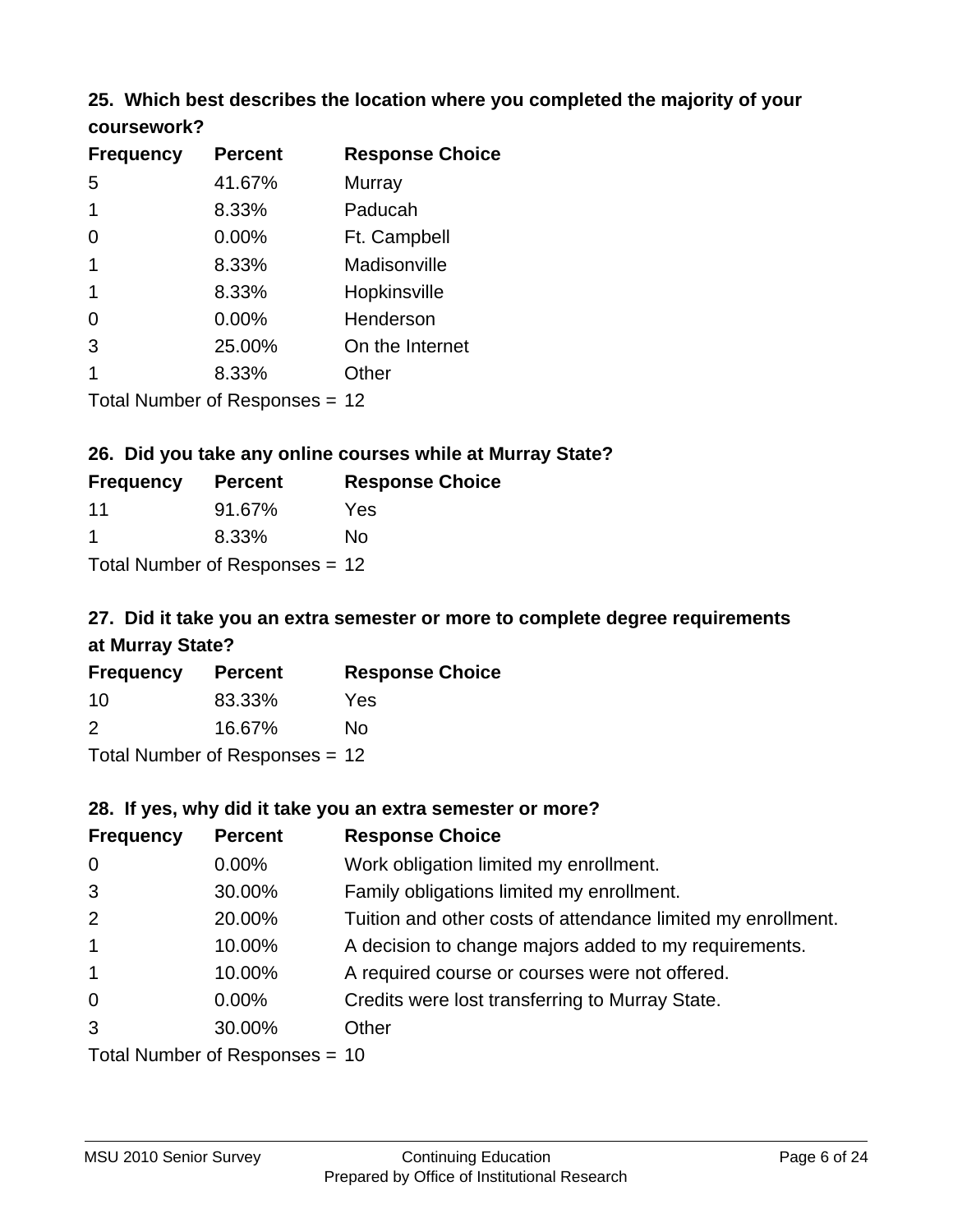### 25. Which best describes the location where you completed the majority of your coursework?

| Frequency | Percent | Response Choice |
|---|---|---|
| 5 | 41.67% | Murray |
| 1 | 8.33% | Paducah |
| 0 | 0.00% | Ft. Campbell |
| 1 | 8.33% | Madisonville |
| 1 | 8.33% | Hopkinsville |
| 0 | 0.00% | Henderson |
| 3 | 25.00% | On the Internet |
| 1 | 8.33% | Other |

Total Number of Responses = 12

### 26. Did you take any online courses while at Murray State?

| Frequency | Percent | Response Choice |
|---|---|---|
| 11 | 91.67% | Yes |
| 1 | 8.33% | No |

Total Number of Responses = 12

### 27. Did it take you an extra semester or more to complete degree requirements at Murray State?

| Frequency | Percent | Response Choice |
|---|---|---|
| 10 | 83.33% | Yes |
| 2 | 16.67% | No |

Total Number of Responses = 12

### 28. If yes, why did it take you an extra semester or more?

| Frequency | Percent | Response Choice |
|---|---|---|
| 0 | 0.00% | Work obligation limited my enrollment. |
| 3 | 30.00% | Family obligations limited my enrollment. |
| 2 | 20.00% | Tuition and other costs of attendance limited my enrollment. |
| 1 | 10.00% | A decision to change majors added to my requirements. |
| 1 | 10.00% | A required course or courses were not offered. |
| 0 | 0.00% | Credits were lost transferring to Murray State. |
| 3 | 30.00% | Other |

Total Number of Responses = 10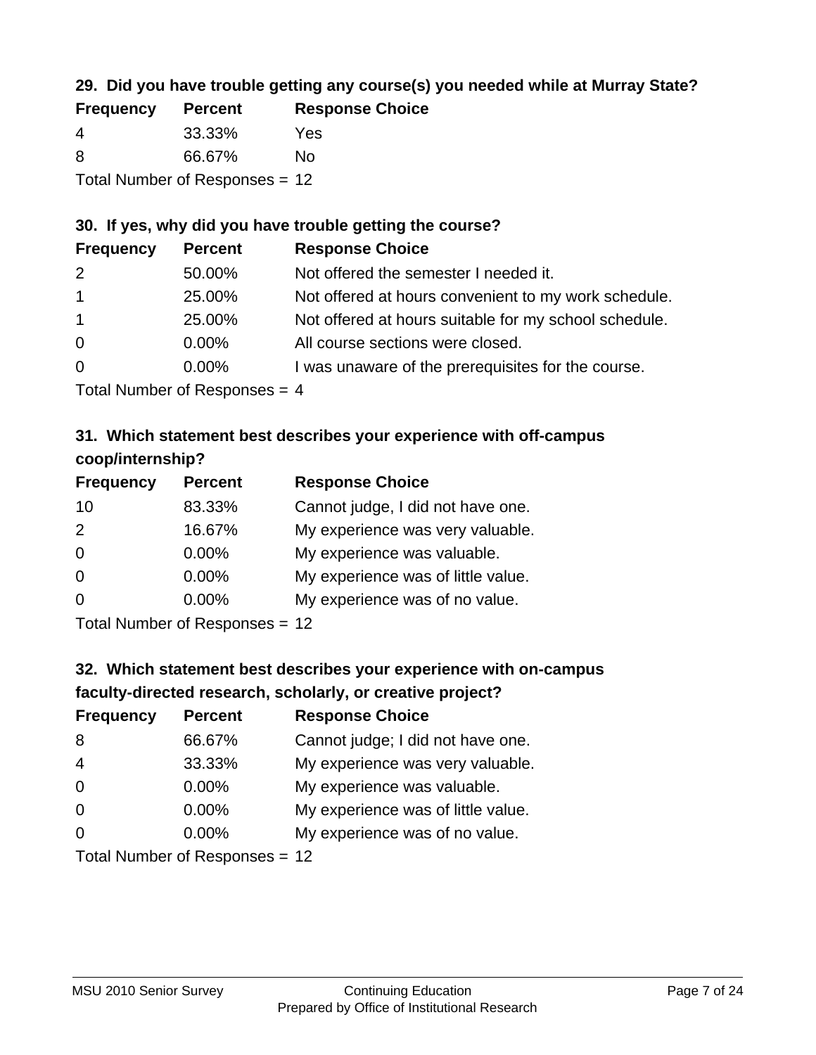### 29. Did you have trouble getting any course(s) you needed while at Murray State?

| Frequency | Percent | Response Choice |
| --- | --- | --- |
| 4 | 33.33% | Yes |
| 8 | 66.67% | No |

Total Number of Responses = 12

### 30. If yes, why did you have trouble getting the course?

| Frequency | Percent | Response Choice |
| --- | --- | --- |
| 2 | 50.00% | Not offered the semester I needed it. |
| 1 | 25.00% | Not offered at hours convenient to my work schedule. |
| 1 | 25.00% | Not offered at hours suitable for my school schedule. |
| 0 | 0.00% | All course sections were closed. |
| 0 | 0.00% | I was unaware of the prerequisites for the course. |

Total Number of Responses = 4

### 31. Which statement best describes your experience with off-campus coop/internship?

| Frequency | Percent | Response Choice |
| --- | --- | --- |
| 10 | 83.33% | Cannot judge, I did not have one. |
| 2 | 16.67% | My experience was very valuable. |
| 0 | 0.00% | My experience was valuable. |
| 0 | 0.00% | My experience was of little value. |
| 0 | 0.00% | My experience was of no value. |

Total Number of Responses = 12

### 32. Which statement best describes your experience with on-campus faculty-directed research, scholarly, or creative project?

| Frequency | Percent | Response Choice |
| --- | --- | --- |
| 8 | 66.67% | Cannot judge; I did not have one. |
| 4 | 33.33% | My experience was very valuable. |
| 0 | 0.00% | My experience was valuable. |
| 0 | 0.00% | My experience was of little value. |
| 0 | 0.00% | My experience was of no value. |

Total Number of Responses = 12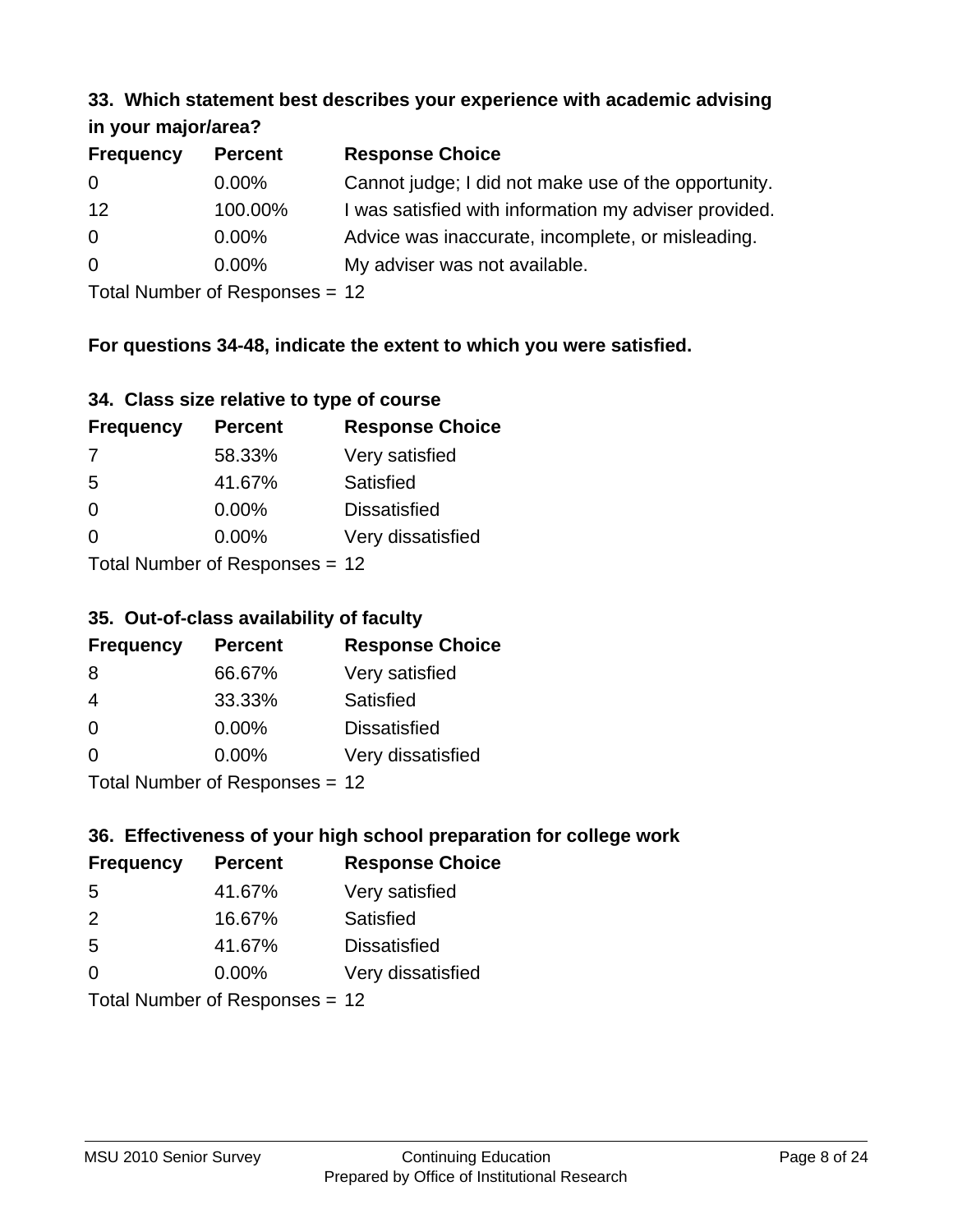### 33. Which statement best describes your experience with academic advising in your major/area?

| Frequency | Percent | Response Choice |
|---|---|---|
| 0 | 0.00% | Cannot judge; I did not make use of the opportunity. |
| 12 | 100.00% | I was satisfied with information my adviser provided. |
| 0 | 0.00% | Advice was inaccurate, incomplete, or misleading. |
| 0 | 0.00% | My adviser was not available. |

Total Number of Responses = 12

**For questions 34-48, indicate the extent to which you were satisfied.**

### 34. Class size relative to type of course

| Frequency | Percent | Response Choice |
|---|---|---|
| 7 | 58.33% | Very satisfied |
| 5 | 41.67% | Satisfied |
| 0 | 0.00% | Dissatisfied |
| 0 | 0.00% | Very dissatisfied |

Total Number of Responses = 12

### 35. Out-of-class availability of faculty

| Frequency | Percent | Response Choice |
|---|---|---|
| 8 | 66.67% | Very satisfied |
| 4 | 33.33% | Satisfied |
| 0 | 0.00% | Dissatisfied |
| 0 | 0.00% | Very dissatisfied |

Total Number of Responses = 12

### 36. Effectiveness of your high school preparation for college work

| Frequency | Percent | Response Choice |
|---|---|---|
| 5 | 41.67% | Very satisfied |
| 2 | 16.67% | Satisfied |
| 5 | 41.67% | Dissatisfied |
| 0 | 0.00% | Very dissatisfied |

Total Number of Responses = 12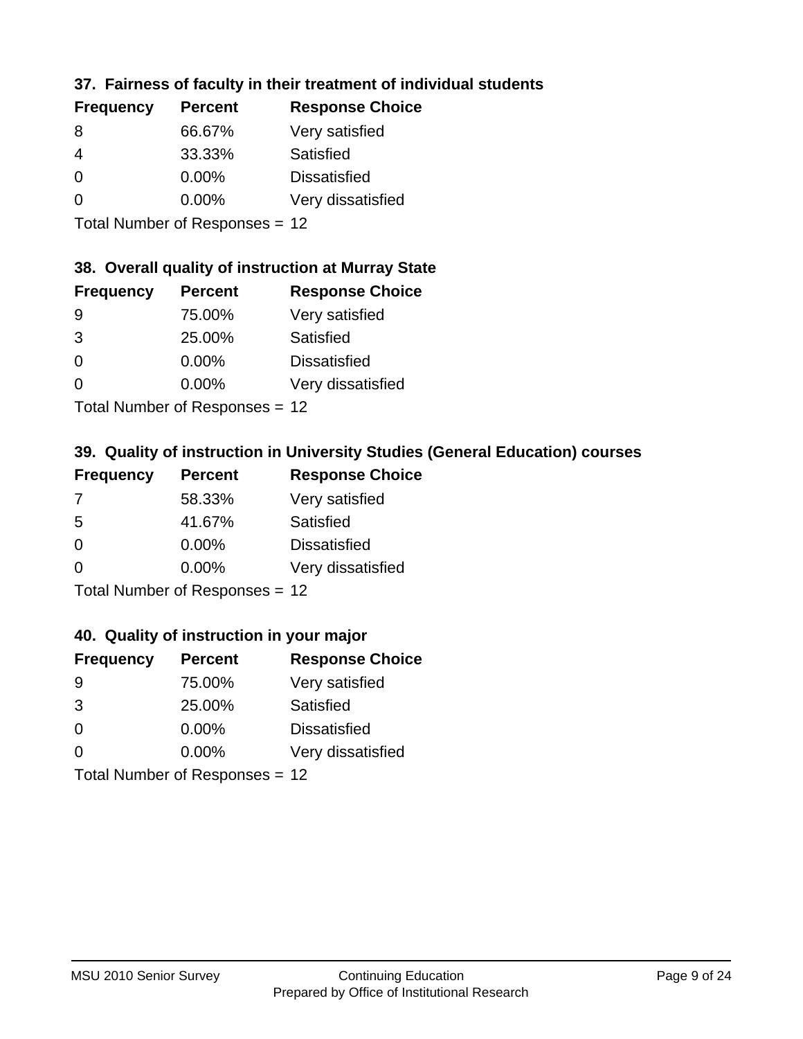### 37. Fairness of faculty in their treatment of individual students

| Frequency | Percent | Response Choice |
| --- | --- | --- |
| 8 | 66.67% | Very satisfied |
| 4 | 33.33% | Satisfied |
| 0 | 0.00% | Dissatisfied |
| 0 | 0.00% | Very dissatisfied |

Total Number of Responses = 12

### 38. Overall quality of instruction at Murray State

| Frequency | Percent | Response Choice |
| --- | --- | --- |
| 9 | 75.00% | Very satisfied |
| 3 | 25.00% | Satisfied |
| 0 | 0.00% | Dissatisfied |
| 0 | 0.00% | Very dissatisfied |

Total Number of Responses = 12

### 39. Quality of instruction in University Studies (General Education) courses

| Frequency | Percent | Response Choice |
| --- | --- | --- |
| 7 | 58.33% | Very satisfied |
| 5 | 41.67% | Satisfied |
| 0 | 0.00% | Dissatisfied |
| 0 | 0.00% | Very dissatisfied |

Total Number of Responses = 12

### 40. Quality of instruction in your major

| Frequency | Percent | Response Choice |
| --- | --- | --- |
| 9 | 75.00% | Very satisfied |
| 3 | 25.00% | Satisfied |
| 0 | 0.00% | Dissatisfied |
| 0 | 0.00% | Very dissatisfied |

Total Number of Responses = 12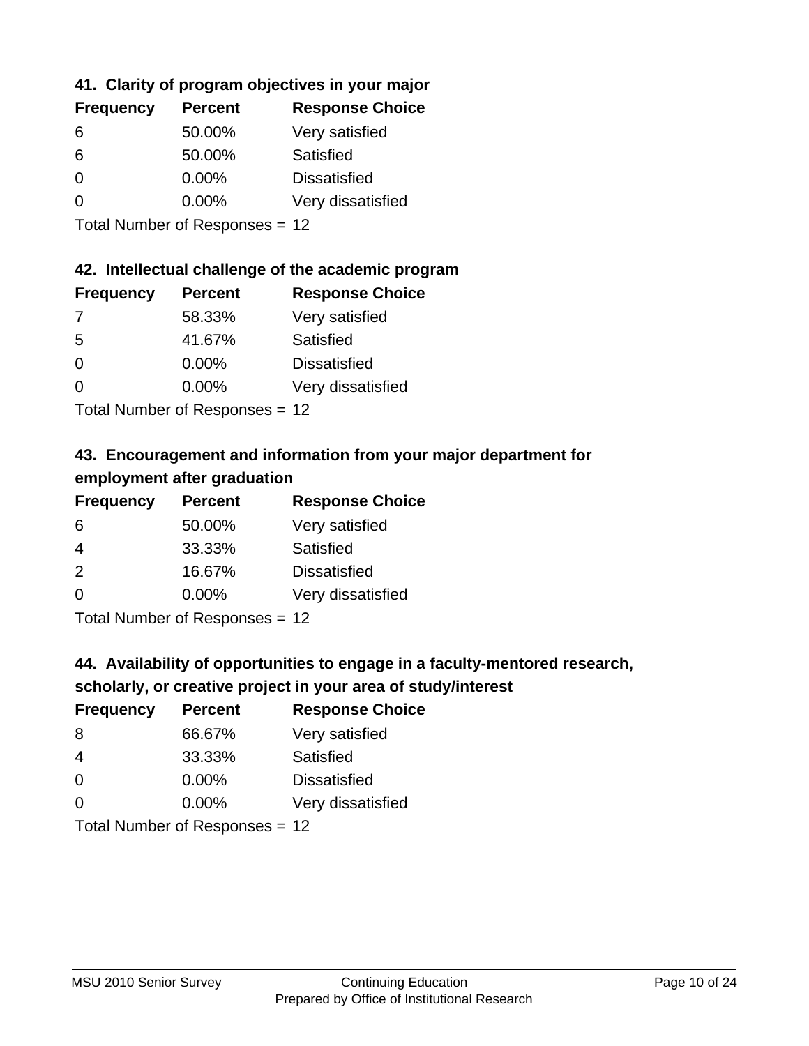### 41. Clarity of program objectives in your major

| Frequency | Percent | Response Choice |
|---|---|---|
| 6 | 50.00% | Very satisfied |
| 6 | 50.00% | Satisfied |
| 0 | 0.00% | Dissatisfied |
| 0 | 0.00% | Very dissatisfied |

Total Number of Responses = 12

### 42. Intellectual challenge of the academic program

| Frequency | Percent | Response Choice |
|---|---|---|
| 7 | 58.33% | Very satisfied |
| 5 | 41.67% | Satisfied |
| 0 | 0.00% | Dissatisfied |
| 0 | 0.00% | Very dissatisfied |

Total Number of Responses = 12

### 43. Encouragement and information from your major department for employment after graduation

| Frequency | Percent | Response Choice |
|---|---|---|
| 6 | 50.00% | Very satisfied |
| 4 | 33.33% | Satisfied |
| 2 | 16.67% | Dissatisfied |
| 0 | 0.00% | Very dissatisfied |

Total Number of Responses = 12

### 44. Availability of opportunities to engage in a faculty-mentored research, scholarly, or creative project in your area of study/interest

| Frequency | Percent | Response Choice |
|---|---|---|
| 8 | 66.67% | Very satisfied |
| 4 | 33.33% | Satisfied |
| 0 | 0.00% | Dissatisfied |
| 0 | 0.00% | Very dissatisfied |

Total Number of Responses = 12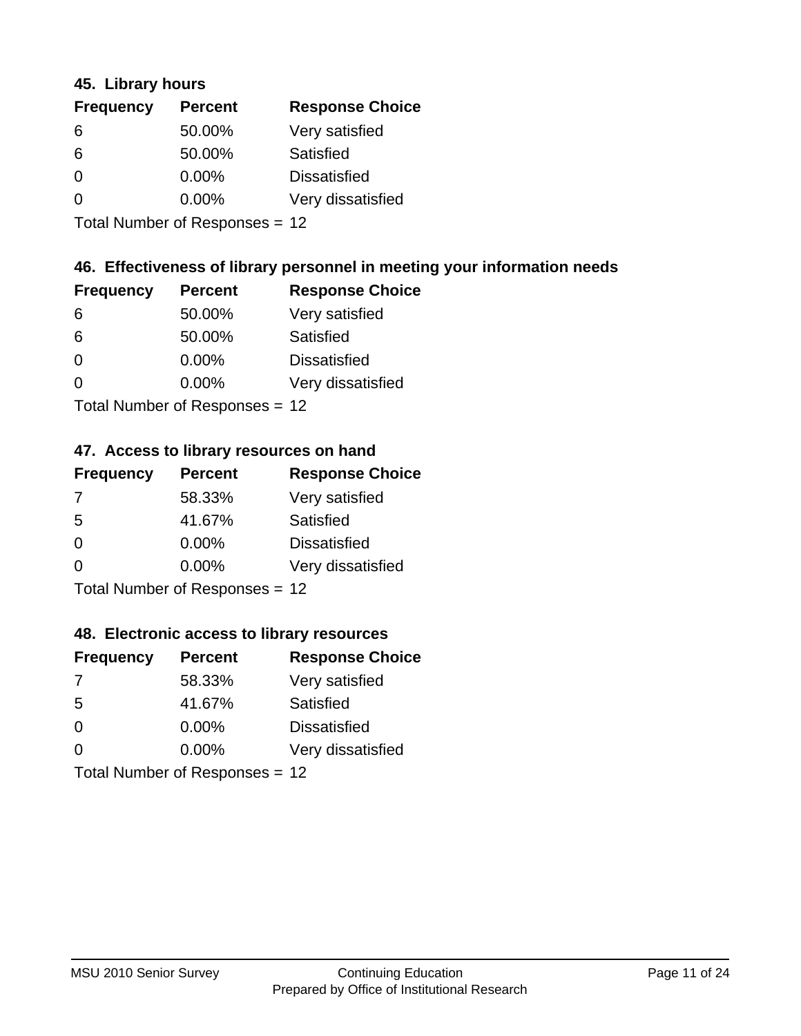### 45. Library hours

| Frequency | Percent | Response Choice |
|---|---|---|
| 6 | 50.00% | Very satisfied |
| 6 | 50.00% | Satisfied |
| 0 | 0.00% | Dissatisfied |
| 0 | 0.00% | Very dissatisfied |

Total Number of Responses = 12

### 46. Effectiveness of library personnel in meeting your information needs

| Frequency | Percent | Response Choice |
|---|---|---|
| 6 | 50.00% | Very satisfied |
| 6 | 50.00% | Satisfied |
| 0 | 0.00% | Dissatisfied |
| 0 | 0.00% | Very dissatisfied |

Total Number of Responses = 12

### 47. Access to library resources on hand

| Frequency | Percent | Response Choice |
|---|---|---|
| 7 | 58.33% | Very satisfied |
| 5 | 41.67% | Satisfied |
| 0 | 0.00% | Dissatisfied |
| 0 | 0.00% | Very dissatisfied |

Total Number of Responses = 12

### 48. Electronic access to library resources

| Frequency | Percent | Response Choice |
|---|---|---|
| 7 | 58.33% | Very satisfied |
| 5 | 41.67% | Satisfied |
| 0 | 0.00% | Dissatisfied |
| 0 | 0.00% | Very dissatisfied |

Total Number of Responses = 12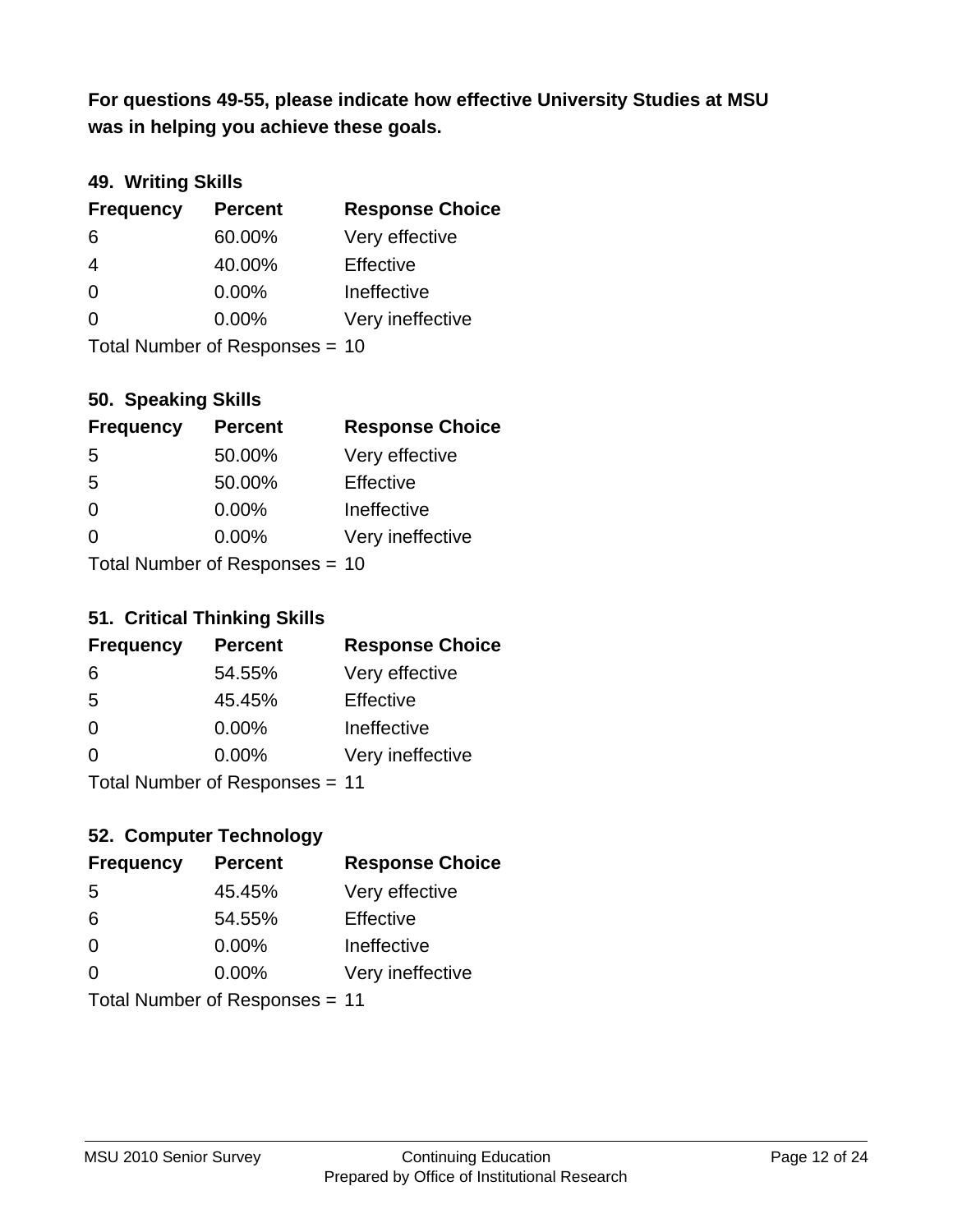**For questions 49-55, please indicate how effective University Studies at MSU was in helping you achieve these goals.**

### 49. Writing Skills

| Frequency | Percent | Response Choice |
| --- | --- | --- |
| 6 | 60.00% | Very effective |
| 4 | 40.00% | Effective |
| 0 | 0.00% | Ineffective |
| 0 | 0.00% | Very ineffective |

Total Number of Responses = 10

### 50. Speaking Skills

| Frequency | Percent | Response Choice |
| --- | --- | --- |
| 5 | 50.00% | Very effective |
| 5 | 50.00% | Effective |
| 0 | 0.00% | Ineffective |
| 0 | 0.00% | Very ineffective |

Total Number of Responses = 10

### 51. Critical Thinking Skills

| Frequency | Percent | Response Choice |
| --- | --- | --- |
| 6 | 54.55% | Very effective |
| 5 | 45.45% | Effective |
| 0 | 0.00% | Ineffective |
| 0 | 0.00% | Very ineffective |

Total Number of Responses = 11

### 52. Computer Technology

| Frequency | Percent | Response Choice |
| --- | --- | --- |
| 5 | 45.45% | Very effective |
| 6 | 54.55% | Effective |
| 0 | 0.00% | Ineffective |
| 0 | 0.00% | Very ineffective |

Total Number of Responses = 11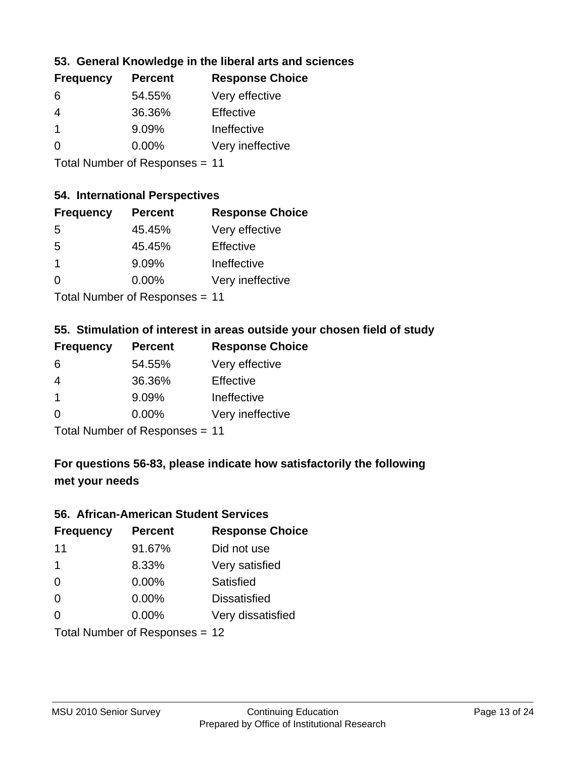### 53. General Knowledge in the liberal arts and sciences

| Frequency | Percent | Response Choice |
| --- | --- | --- |
| 6 | 54.55% | Very effective |
| 4 | 36.36% | Effective |
| 1 | 9.09% | Ineffective |
| 0 | 0.00% | Very ineffective |

Total Number of Responses = 11

### 54. International Perspectives

| Frequency | Percent | Response Choice |
| --- | --- | --- |
| 5 | 45.45% | Very effective |
| 5 | 45.45% | Effective |
| 1 | 9.09% | Ineffective |
| 0 | 0.00% | Very ineffective |

Total Number of Responses = 11

### 55. Stimulation of interest in areas outside your chosen field of study

| Frequency | Percent | Response Choice |
| --- | --- | --- |
| 6 | 54.55% | Very effective |
| 4 | 36.36% | Effective |
| 1 | 9.09% | Ineffective |
| 0 | 0.00% | Very ineffective |

Total Number of Responses = 11

### For questions 56-83, please indicate how satisfactorily the following met your needs

### 56. African-American Student Services

| Frequency | Percent | Response Choice |
| --- | --- | --- |
| 11 | 91.67% | Did not use |
| 1 | 8.33% | Very satisfied |
| 0 | 0.00% | Satisfied |
| 0 | 0.00% | Dissatisfied |
| 0 | 0.00% | Very dissatisfied |

Total Number of Responses = 12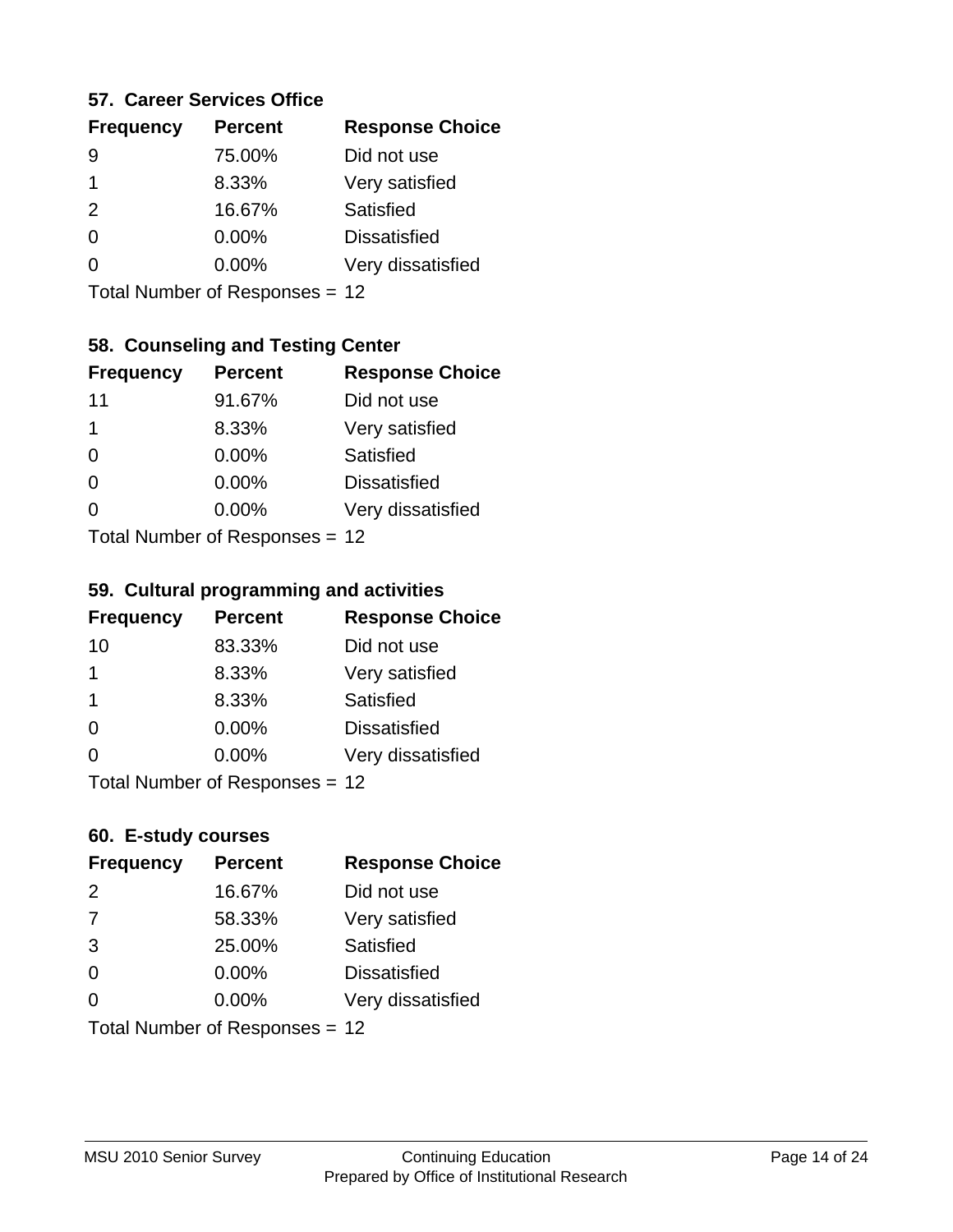### 57. Career Services Office

| Frequency | Percent | Response Choice |
|---|---|---|
| 9 | 75.00% | Did not use |
| 1 | 8.33% | Very satisfied |
| 2 | 16.67% | Satisfied |
| 0 | 0.00% | Dissatisfied |
| 0 | 0.00% | Very dissatisfied |

Total Number of Responses = 12

### 58. Counseling and Testing Center

| Frequency | Percent | Response Choice |
|---|---|---|
| 11 | 91.67% | Did not use |
| 1 | 8.33% | Very satisfied |
| 0 | 0.00% | Satisfied |
| 0 | 0.00% | Dissatisfied |
| 0 | 0.00% | Very dissatisfied |

Total Number of Responses = 12

### 59. Cultural programming and activities

| Frequency | Percent | Response Choice |
|---|---|---|
| 10 | 83.33% | Did not use |
| 1 | 8.33% | Very satisfied |
| 1 | 8.33% | Satisfied |
| 0 | 0.00% | Dissatisfied |
| 0 | 0.00% | Very dissatisfied |

Total Number of Responses = 12

### 60. E-study courses

| Frequency | Percent | Response Choice |
|---|---|---|
| 2 | 16.67% | Did not use |
| 7 | 58.33% | Very satisfied |
| 3 | 25.00% | Satisfied |
| 0 | 0.00% | Dissatisfied |
| 0 | 0.00% | Very dissatisfied |

Total Number of Responses = 12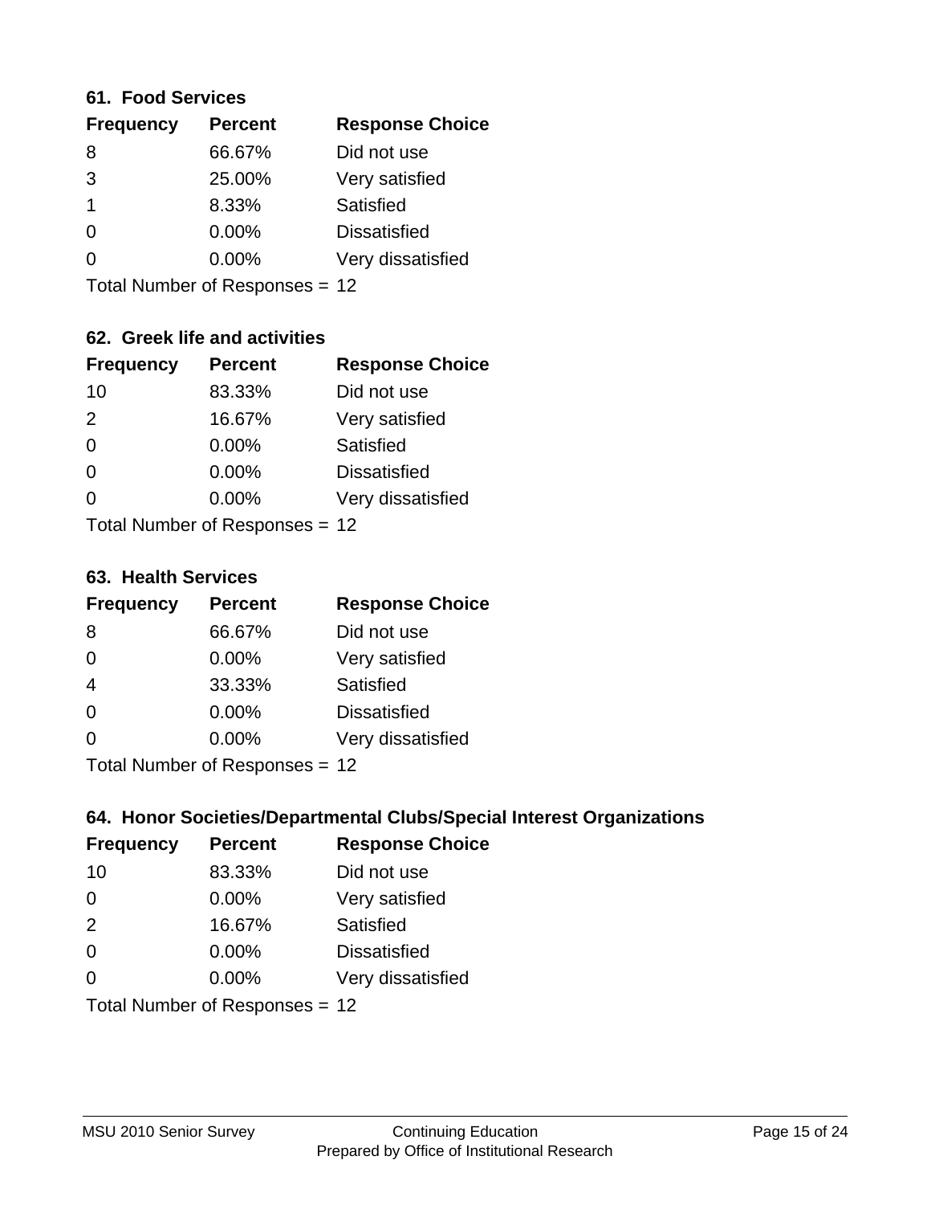### 61. Food Services

| Frequency | Percent | Response Choice |
|---|---|---|
| 8 | 66.67% | Did not use |
| 3 | 25.00% | Very satisfied |
| 1 | 8.33% | Satisfied |
| 0 | 0.00% | Dissatisfied |
| 0 | 0.00% | Very dissatisfied |

Total Number of Responses = 12

### 62. Greek life and activities

| Frequency | Percent | Response Choice |
|---|---|---|
| 10 | 83.33% | Did not use |
| 2 | 16.67% | Very satisfied |
| 0 | 0.00% | Satisfied |
| 0 | 0.00% | Dissatisfied |
| 0 | 0.00% | Very dissatisfied |

Total Number of Responses = 12

### 63. Health Services

| Frequency | Percent | Response Choice |
|---|---|---|
| 8 | 66.67% | Did not use |
| 0 | 0.00% | Very satisfied |
| 4 | 33.33% | Satisfied |
| 0 | 0.00% | Dissatisfied |
| 0 | 0.00% | Very dissatisfied |

Total Number of Responses = 12

### 64. Honor Societies/Departmental Clubs/Special Interest Organizations

| Frequency | Percent | Response Choice |
|---|---|---|
| 10 | 83.33% | Did not use |
| 0 | 0.00% | Very satisfied |
| 2 | 16.67% | Satisfied |
| 0 | 0.00% | Dissatisfied |
| 0 | 0.00% | Very dissatisfied |

Total Number of Responses = 12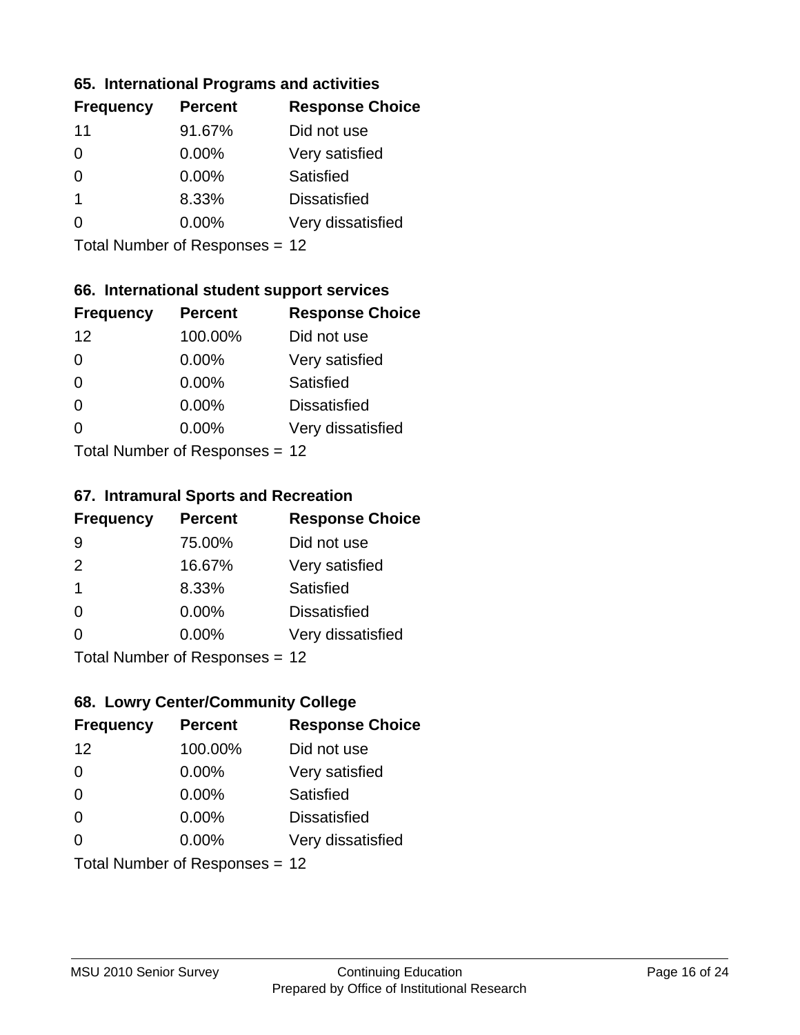## 65. International Programs and activities

| Frequency | Percent | Response Choice |
|---|---|---|
| 11 | 91.67% | Did not use |
| 0 | 0.00% | Very satisfied |
| 0 | 0.00% | Satisfied |
| 1 | 8.33% | Dissatisfied |
| 0 | 0.00% | Very dissatisfied |

Total Number of Responses = 12

## 66. International student support services

| Frequency | Percent | Response Choice |
|---|---|---|
| 12 | 100.00% | Did not use |
| 0 | 0.00% | Very satisfied |
| 0 | 0.00% | Satisfied |
| 0 | 0.00% | Dissatisfied |
| 0 | 0.00% | Very dissatisfied |

Total Number of Responses = 12

## 67. Intramural Sports and Recreation

| Frequency | Percent | Response Choice |
|---|---|---|
| 9 | 75.00% | Did not use |
| 2 | 16.67% | Very satisfied |
| 1 | 8.33% | Satisfied |
| 0 | 0.00% | Dissatisfied |
| 0 | 0.00% | Very dissatisfied |

Total Number of Responses = 12

## 68. Lowry Center/Community College

| Frequency | Percent | Response Choice |
|---|---|---|
| 12 | 100.00% | Did not use |
| 0 | 0.00% | Very satisfied |
| 0 | 0.00% | Satisfied |
| 0 | 0.00% | Dissatisfied |
| 0 | 0.00% | Very dissatisfied |

Total Number of Responses = 12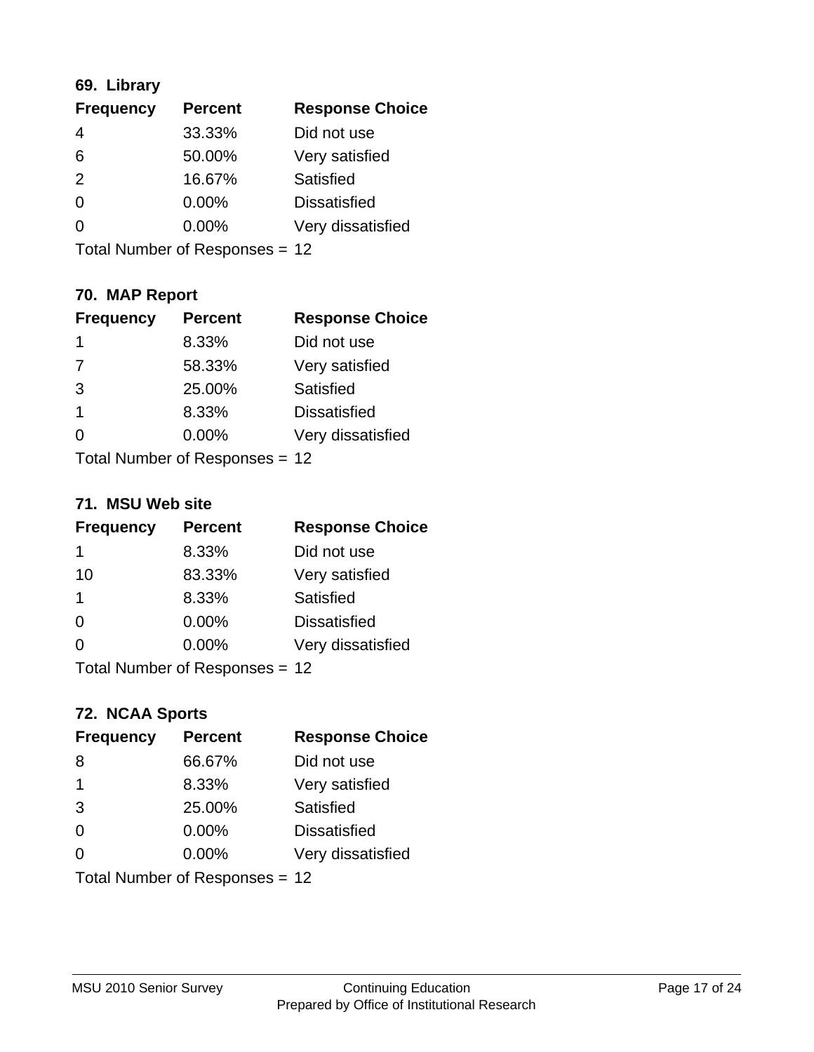### 69. Library

| Frequency | Percent | Response Choice |
|---|---|---|
| 4 | 33.33% | Did not use |
| 6 | 50.00% | Very satisfied |
| 2 | 16.67% | Satisfied |
| 0 | 0.00% | Dissatisfied |
| 0 | 0.00% | Very dissatisfied |

Total Number of Responses = 12

### 70. MAP Report

| Frequency | Percent | Response Choice |
|---|---|---|
| 1 | 8.33% | Did not use |
| 7 | 58.33% | Very satisfied |
| 3 | 25.00% | Satisfied |
| 1 | 8.33% | Dissatisfied |
| 0 | 0.00% | Very dissatisfied |

Total Number of Responses = 12

### 71. MSU Web site

| Frequency | Percent | Response Choice |
|---|---|---|
| 1 | 8.33% | Did not use |
| 10 | 83.33% | Very satisfied |
| 1 | 8.33% | Satisfied |
| 0 | 0.00% | Dissatisfied |
| 0 | 0.00% | Very dissatisfied |

Total Number of Responses = 12

### 72. NCAA Sports

| Frequency | Percent | Response Choice |
|---|---|---|
| 8 | 66.67% | Did not use |
| 1 | 8.33% | Very satisfied |
| 3 | 25.00% | Satisfied |
| 0 | 0.00% | Dissatisfied |
| 0 | 0.00% | Very dissatisfied |

Total Number of Responses = 12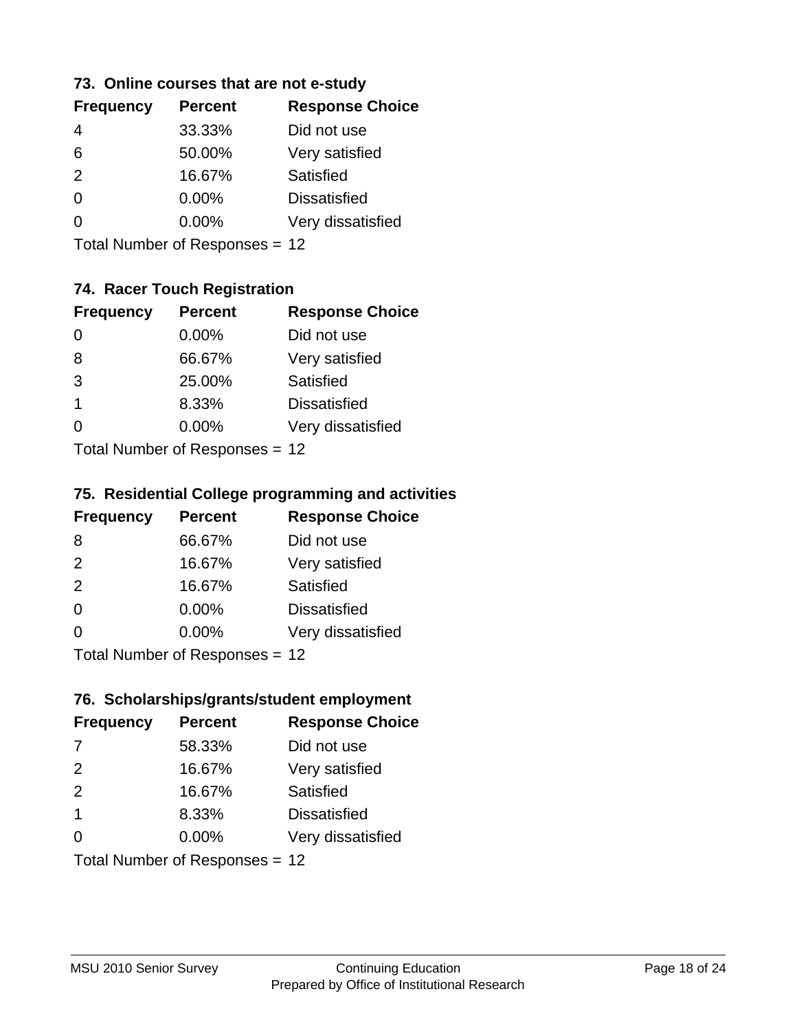### 73. Online courses that are not e-study

| Frequency | Percent | Response Choice |
|---|---|---|
| 4 | 33.33% | Did not use |
| 6 | 50.00% | Very satisfied |
| 2 | 16.67% | Satisfied |
| 0 | 0.00% | Dissatisfied |
| 0 | 0.00% | Very dissatisfied |

Total Number of Responses = 12

### 74. Racer Touch Registration

| Frequency | Percent | Response Choice |
|---|---|---|
| 0 | 0.00% | Did not use |
| 8 | 66.67% | Very satisfied |
| 3 | 25.00% | Satisfied |
| 1 | 8.33% | Dissatisfied |
| 0 | 0.00% | Very dissatisfied |

Total Number of Responses = 12

### 75. Residential College programming and activities

| Frequency | Percent | Response Choice |
|---|---|---|
| 8 | 66.67% | Did not use |
| 2 | 16.67% | Very satisfied |
| 2 | 16.67% | Satisfied |
| 0 | 0.00% | Dissatisfied |
| 0 | 0.00% | Very dissatisfied |

Total Number of Responses = 12

### 76. Scholarships/grants/student employment

| Frequency | Percent | Response Choice |
|---|---|---|
| 7 | 58.33% | Did not use |
| 2 | 16.67% | Very satisfied |
| 2 | 16.67% | Satisfied |
| 1 | 8.33% | Dissatisfied |
| 0 | 0.00% | Very dissatisfied |

Total Number of Responses = 12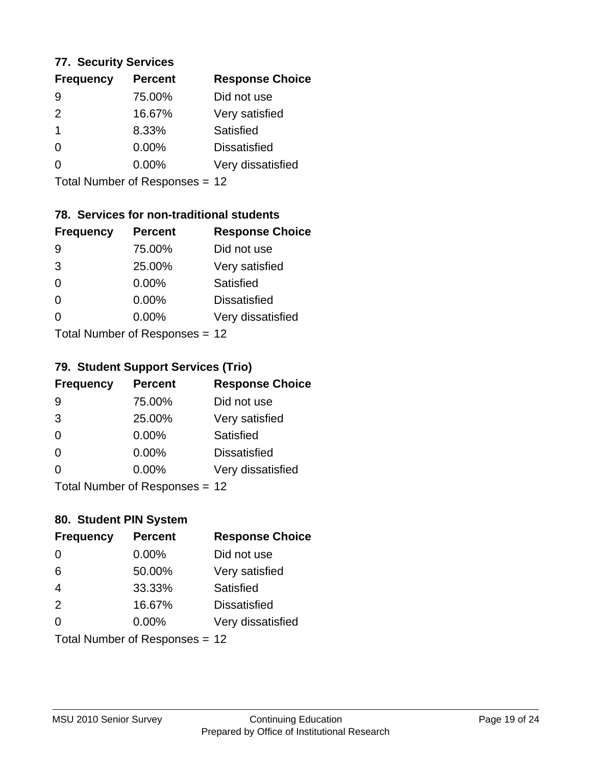### 77. Security Services

| Frequency | Percent | Response Choice |
|---|---|---|
| 9 | 75.00% | Did not use |
| 2 | 16.67% | Very satisfied |
| 1 | 8.33% | Satisfied |
| 0 | 0.00% | Dissatisfied |
| 0 | 0.00% | Very dissatisfied |

Total Number of Responses = 12

### 78. Services for non-traditional students

| Frequency | Percent | Response Choice |
|---|---|---|
| 9 | 75.00% | Did not use |
| 3 | 25.00% | Very satisfied |
| 0 | 0.00% | Satisfied |
| 0 | 0.00% | Dissatisfied |
| 0 | 0.00% | Very dissatisfied |

Total Number of Responses = 12

### 79. Student Support Services (Trio)

| Frequency | Percent | Response Choice |
|---|---|---|
| 9 | 75.00% | Did not use |
| 3 | 25.00% | Very satisfied |
| 0 | 0.00% | Satisfied |
| 0 | 0.00% | Dissatisfied |
| 0 | 0.00% | Very dissatisfied |

Total Number of Responses = 12

### 80. Student PIN System

| Frequency | Percent | Response Choice |
|---|---|---|
| 0 | 0.00% | Did not use |
| 6 | 50.00% | Very satisfied |
| 4 | 33.33% | Satisfied |
| 2 | 16.67% | Dissatisfied |
| 0 | 0.00% | Very dissatisfied |

Total Number of Responses = 12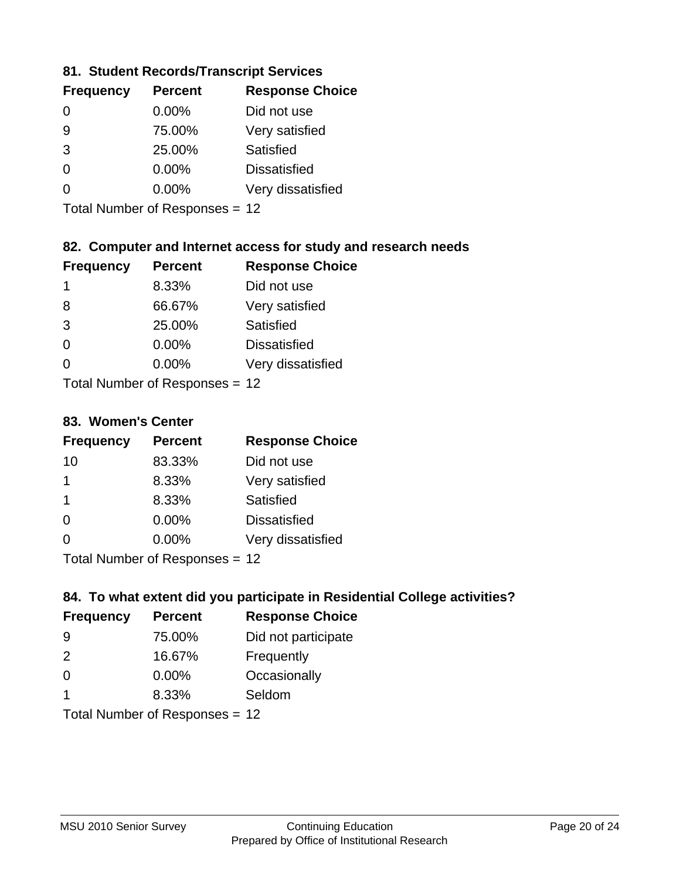### 81. Student Records/Transcript Services

| Frequency | Percent | Response Choice |
|---|---|---|
| 0 | 0.00% | Did not use |
| 9 | 75.00% | Very satisfied |
| 3 | 25.00% | Satisfied |
| 0 | 0.00% | Dissatisfied |
| 0 | 0.00% | Very dissatisfied |

Total Number of Responses = 12

### 82. Computer and Internet access for study and research needs

| Frequency | Percent | Response Choice |
|---|---|---|
| 1 | 8.33% | Did not use |
| 8 | 66.67% | Very satisfied |
| 3 | 25.00% | Satisfied |
| 0 | 0.00% | Dissatisfied |
| 0 | 0.00% | Very dissatisfied |

Total Number of Responses = 12

### 83. Women's Center

| Frequency | Percent | Response Choice |
|---|---|---|
| 10 | 83.33% | Did not use |
| 1 | 8.33% | Very satisfied |
| 1 | 8.33% | Satisfied |
| 0 | 0.00% | Dissatisfied |
| 0 | 0.00% | Very dissatisfied |

Total Number of Responses = 12

### 84. To what extent did you participate in Residential College activities?

| Frequency | Percent | Response Choice |
|---|---|---|
| 9 | 75.00% | Did not participate |
| 2 | 16.67% | Frequently |
| 0 | 0.00% | Occasionally |
| 1 | 8.33% | Seldom |

Total Number of Responses = 12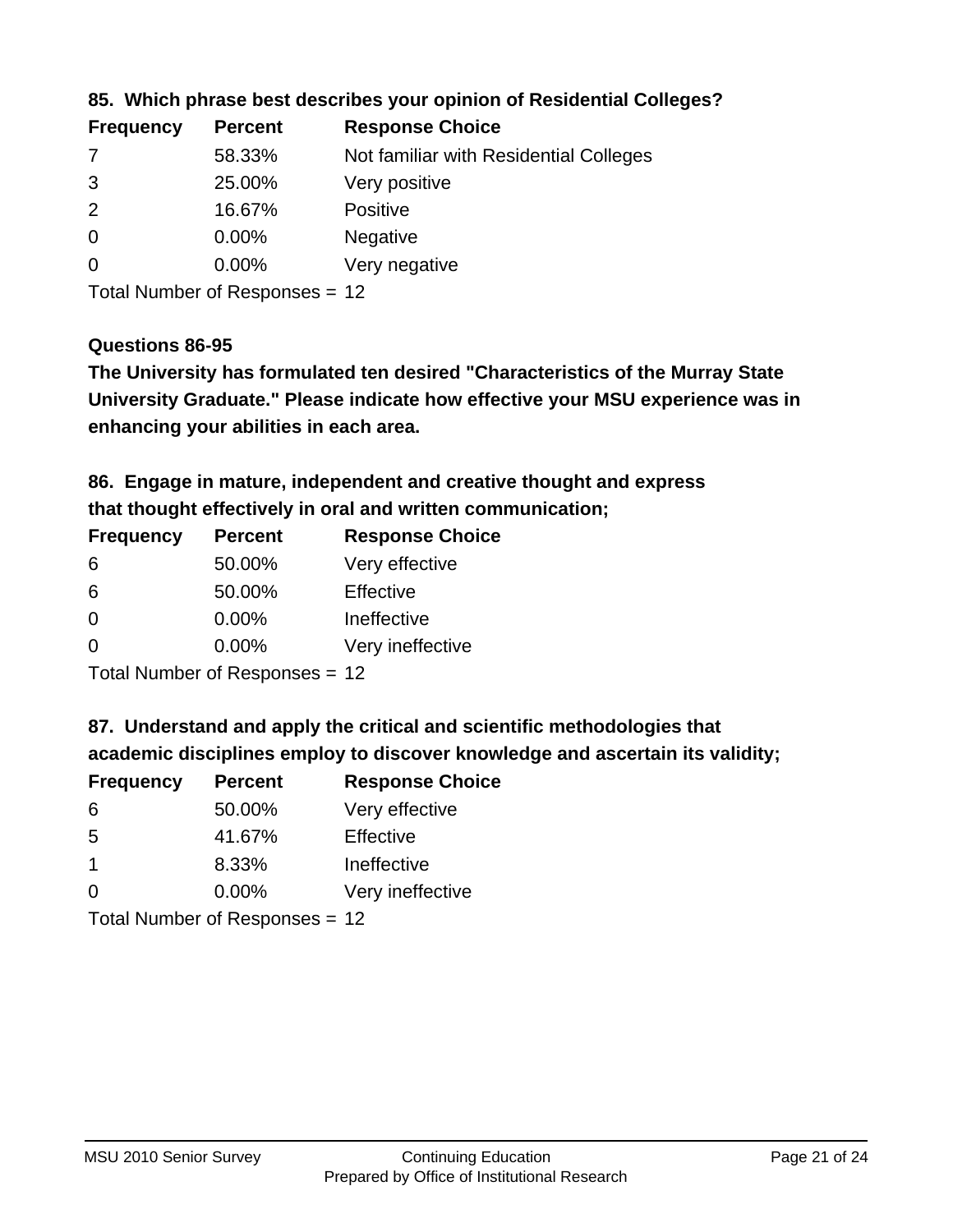### 85. Which phrase best describes your opinion of Residential Colleges?

| Frequency | Percent | Response Choice |
|---|---|---|
| 7 | 58.33% | Not familiar with Residential Colleges |
| 3 | 25.00% | Very positive |
| 2 | 16.67% | Positive |
| 0 | 0.00% | Negative |
| 0 | 0.00% | Very negative |

Total Number of Responses = 12

### Questions 86-95

**The University has formulated ten desired "Characteristics of the Murray State University Graduate." Please indicate how effective your MSU experience was in enhancing your abilities in each area.**

### 86. Engage in mature, independent and creative thought and express that thought effectively in oral and written communication;

| Frequency | Percent | Response Choice |
|---|---|---|
| 6 | 50.00% | Very effective |
| 6 | 50.00% | Effective |
| 0 | 0.00% | Ineffective |
| 0 | 0.00% | Very ineffective |

Total Number of Responses = 12

### 87. Understand and apply the critical and scientific methodologies that academic disciplines employ to discover knowledge and ascertain its validity;

| Frequency | Percent | Response Choice |
|---|---|---|
| 6 | 50.00% | Very effective |
| 5 | 41.67% | Effective |
| 1 | 8.33% | Ineffective |
| 0 | 0.00% | Very ineffective |

Total Number of Responses = 12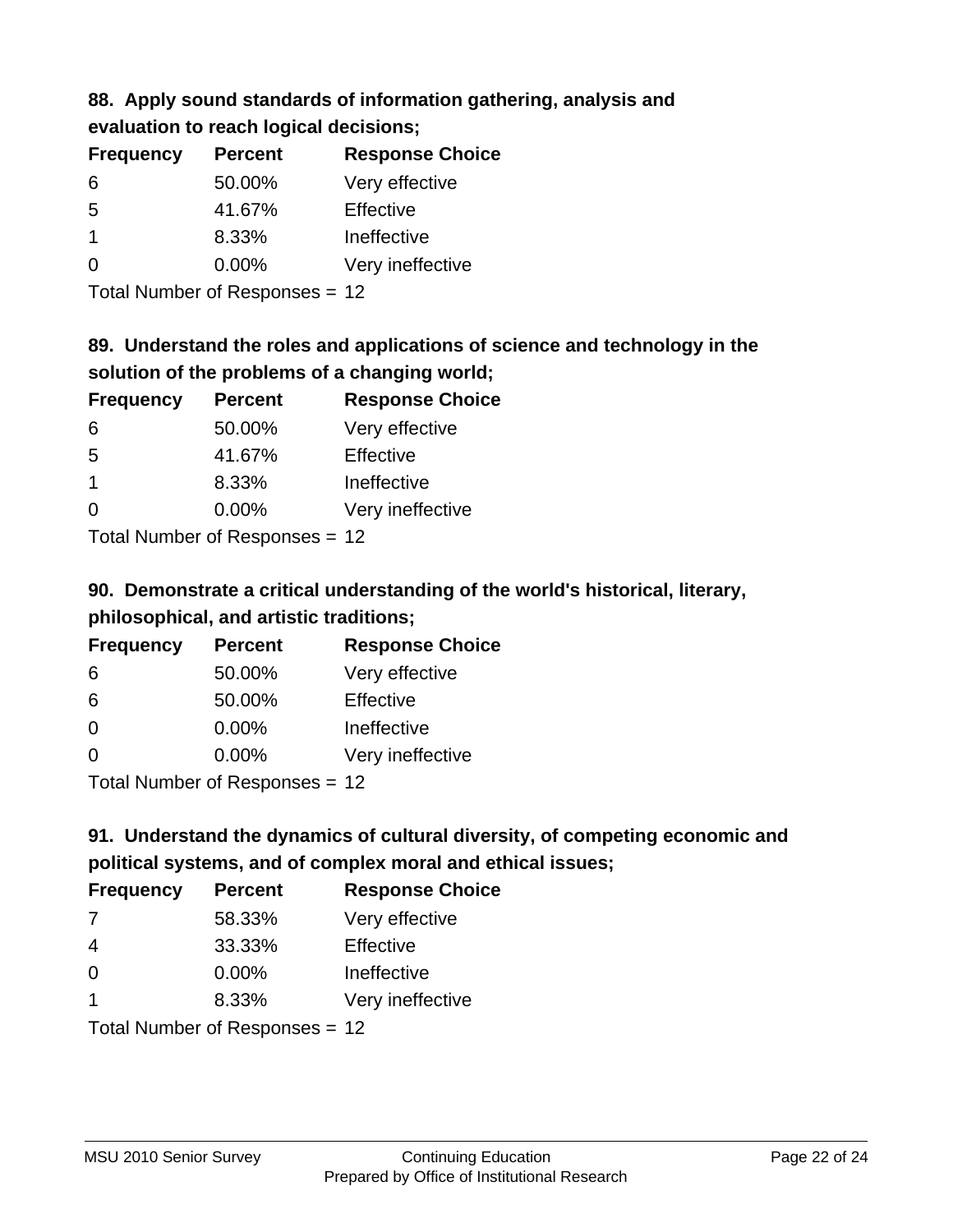### 88. Apply sound standards of information gathering, analysis and evaluation to reach logical decisions;

| Frequency | Percent | Response Choice |
|---|---|---|
| 6 | 50.00% | Very effective |
| 5 | 41.67% | Effective |
| 1 | 8.33% | Ineffective |
| 0 | 0.00% | Very ineffective |

Total Number of Responses = 12

### 89. Understand the roles and applications of science and technology in the solution of the problems of a changing world;

| Frequency | Percent | Response Choice |
|---|---|---|
| 6 | 50.00% | Very effective |
| 5 | 41.67% | Effective |
| 1 | 8.33% | Ineffective |
| 0 | 0.00% | Very ineffective |

Total Number of Responses = 12

### 90. Demonstrate a critical understanding of the world's historical, literary, philosophical, and artistic traditions;

| Frequency | Percent | Response Choice |
|---|---|---|
| 6 | 50.00% | Very effective |
| 6 | 50.00% | Effective |
| 0 | 0.00% | Ineffective |
| 0 | 0.00% | Very ineffective |

Total Number of Responses = 12

### 91. Understand the dynamics of cultural diversity, of competing economic and political systems, and of complex moral and ethical issues;

| Frequency | Percent | Response Choice |
|---|---|---|
| 7 | 58.33% | Very effective |
| 4 | 33.33% | Effective |
| 0 | 0.00% | Ineffective |
| 1 | 8.33% | Very ineffective |

Total Number of Responses = 12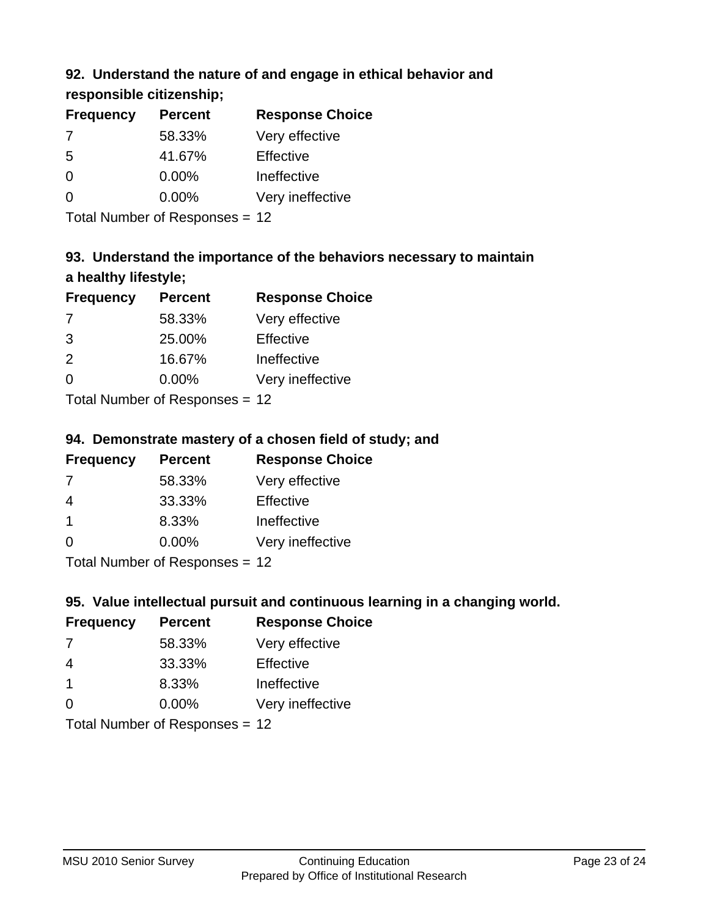### 92. Understand the nature of and engage in ethical behavior and responsible citizenship;

| Frequency | Percent | Response Choice |
|---|---|---|
| 7 | 58.33% | Very effective |
| 5 | 41.67% | Effective |
| 0 | 0.00% | Ineffective |
| 0 | 0.00% | Very ineffective |

Total Number of Responses = 12

### 93. Understand the importance of the behaviors necessary to maintain a healthy lifestyle;

| Frequency | Percent | Response Choice |
|---|---|---|
| 7 | 58.33% | Very effective |
| 3 | 25.00% | Effective |
| 2 | 16.67% | Ineffective |
| 0 | 0.00% | Very ineffective |

Total Number of Responses = 12

### 94. Demonstrate mastery of a chosen field of study; and

| Frequency | Percent | Response Choice |
|---|---|---|
| 7 | 58.33% | Very effective |
| 4 | 33.33% | Effective |
| 1 | 8.33% | Ineffective |
| 0 | 0.00% | Very ineffective |

Total Number of Responses = 12

### 95. Value intellectual pursuit and continuous learning in a changing world.

| Frequency | Percent | Response Choice |
|---|---|---|
| 7 | 58.33% | Very effective |
| 4 | 33.33% | Effective |
| 1 | 8.33% | Ineffective |
| 0 | 0.00% | Very ineffective |

Total Number of Responses = 12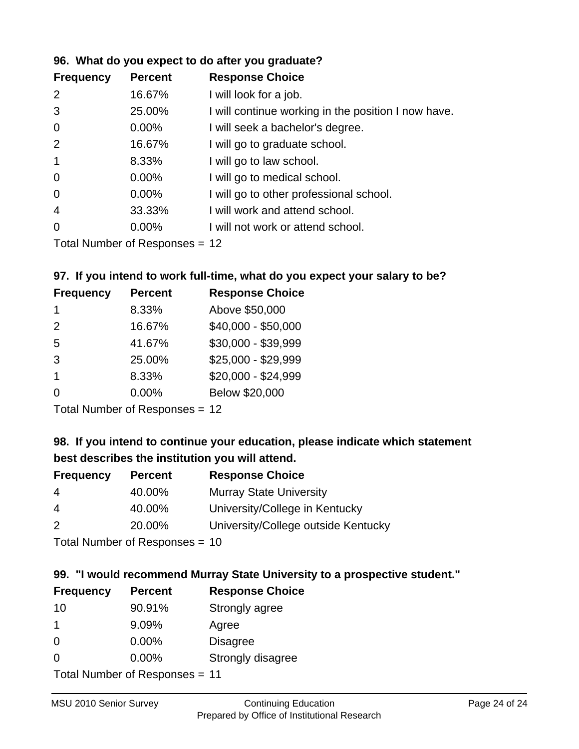### 96. What do you expect to do after you graduate?

| Frequency | Percent | Response Choice |
|---|---|---|
| 2 | 16.67% | I will look for a job. |
| 3 | 25.00% | I will continue working in the position I now have. |
| 0 | 0.00% | I will seek a bachelor's degree. |
| 2 | 16.67% | I will go to graduate school. |
| 1 | 8.33% | I will go to law school. |
| 0 | 0.00% | I will go to medical school. |
| 0 | 0.00% | I will go to other professional school. |
| 4 | 33.33% | I will work and attend school. |
| 0 | 0.00% | I will not work or attend school. |

Total Number of Responses = 12

### 97. If you intend to work full-time, what do you expect your salary to be?

| Frequency | Percent | Response Choice |
|---|---|---|
| 1 | 8.33% | Above $50,000 |
| 2 | 16.67% | $40,000 - $50,000 |
| 5 | 41.67% | $30,000 - $39,999 |
| 3 | 25.00% | $25,000 - $29,999 |
| 1 | 8.33% | $20,000 - $24,999 |
| 0 | 0.00% | Below $20,000 |

Total Number of Responses = 12

### 98. If you intend to continue your education, please indicate which statement best describes the institution you will attend.

| Frequency | Percent | Response Choice |
|---|---|---|
| 4 | 40.00% | Murray State University |
| 4 | 40.00% | University/College in Kentucky |
| 2 | 20.00% | University/College outside Kentucky |

Total Number of Responses = 10

### 99. "I would recommend Murray State University to a prospective student."

| Frequency | Percent | Response Choice |
|---|---|---|
| 10 | 90.91% | Strongly agree |
| 1 | 9.09% | Agree |
| 0 | 0.00% | Disagree |
| 0 | 0.00% | Strongly disagree |

Total Number of Responses = 11